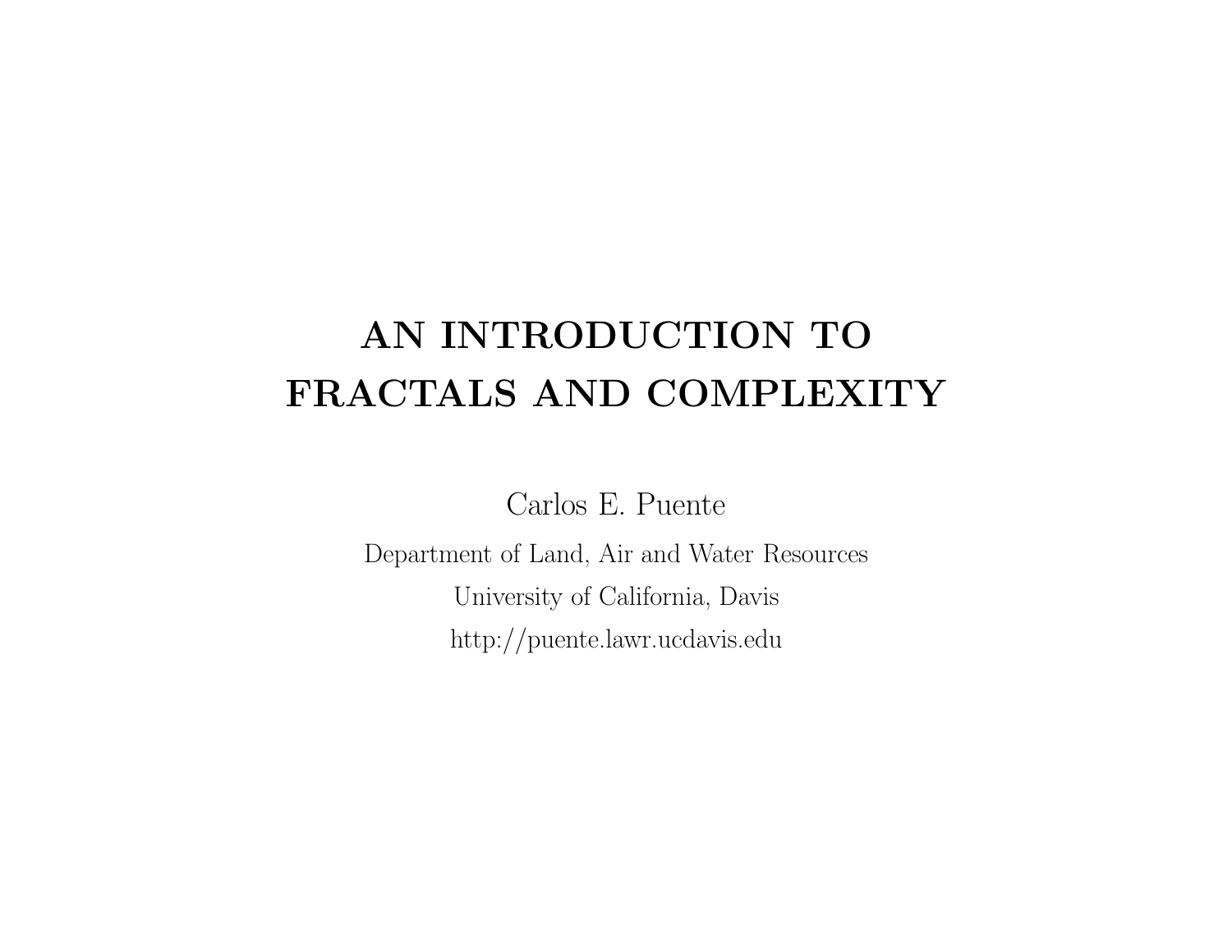# AN INTRODUCTION TO FRACTALS AND COMPLEXITY

Carlos E. Puente

Department of Land, Air and Water Resources

University of California, Davis

http://puente.lawr.ucdavis.edu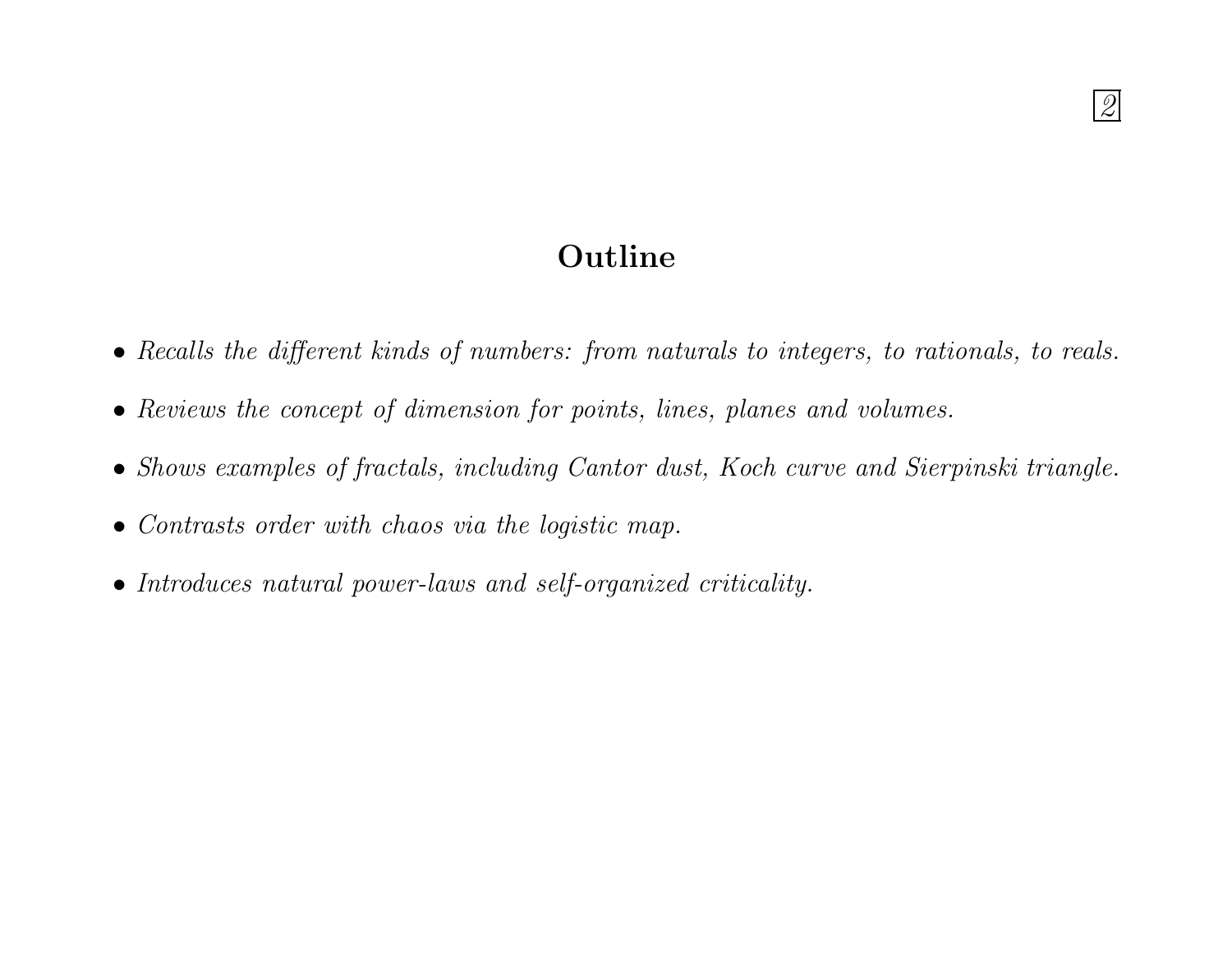# Outline

- *Recalls the different kinds of numbers: from naturals to integers, to rationals, to reals.*
- *Reviews the concept of dimension for points, lines, planes and volumes.*
- *Shows examples of fractals, including Cantor dust, Koch curve and Sierpinski triangle.*
- *Contrasts order with chaos via the logistic map.*
- *Introduces natural power-laws and self-organized criticality.*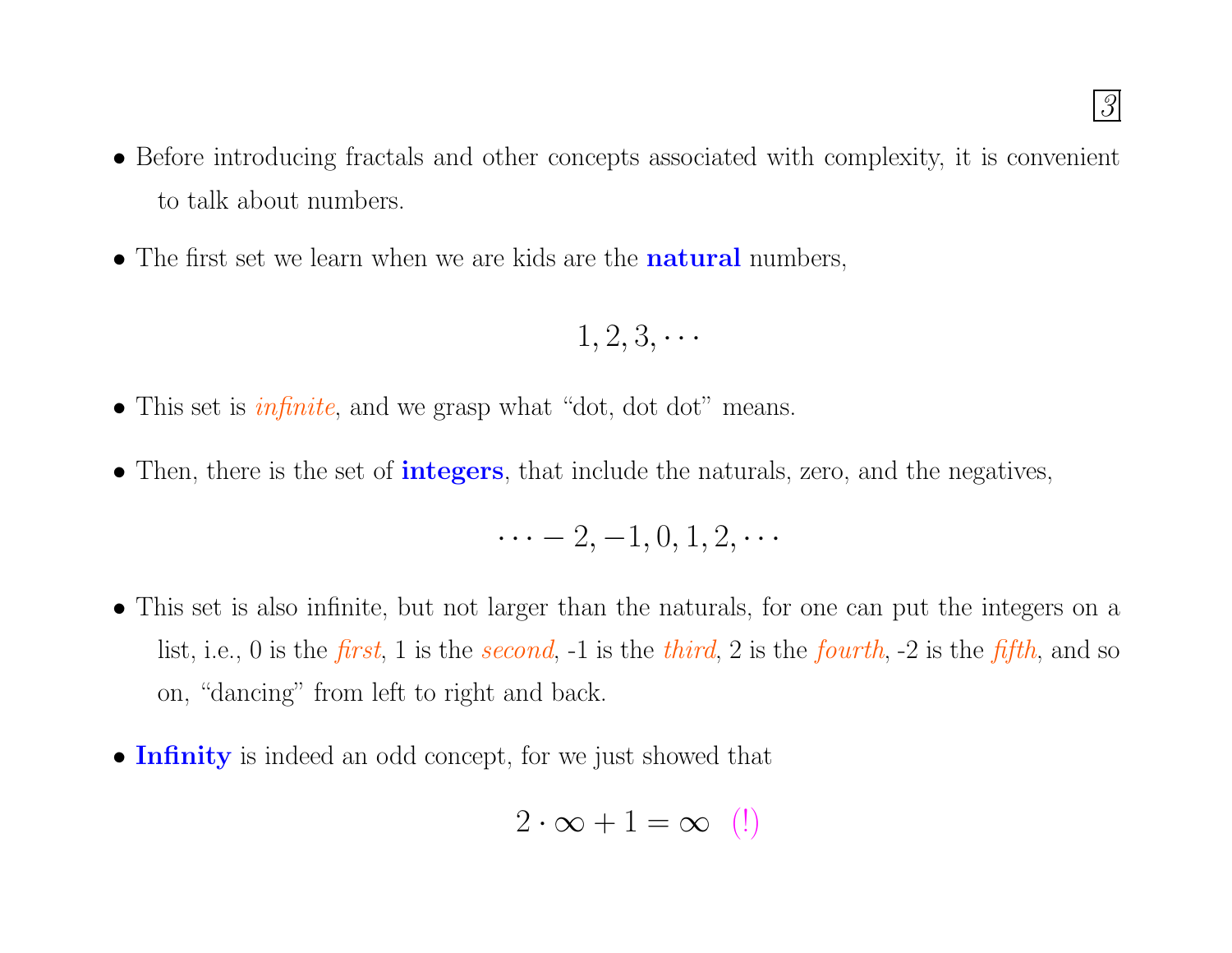- Before introducing fractals and other concepts associated with complexity, it is convenient to talk about numbers.
- The first set we learn when we are kids are the **natural** numbers,

$$1, 2, 3, \cdots$$

- This set is *infinite*, and we grasp what "dot, dot dot" means.
- Then, there is the set of **integers**, that include the naturals, zero, and the negatives,

$$\cdots - 2, -1, 0, 1, 2, \cdots$$

- This set is also infinite, but not larger than the naturals, for one can put the integers on a list, i.e., 0 is the *first*, 1 is the *second*, -1 is the *third*, 2 is the *fourth*, -2 is the *fifth*, and so on, "dancing" from left to right and back.
- **Infinity** is indeed an odd concept, for we just showed that

$$2 \cdot \infty + 1 = \infty \quad (!)$$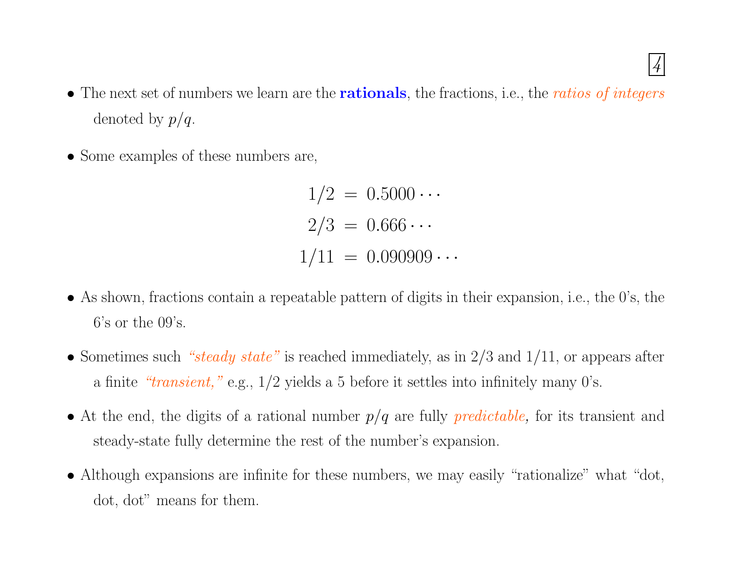- The next set of numbers we learn are the **rationals**, the fractions, i.e., the *ratios of integers* denoted by $p/q$.

- Some examples of these numbers are,

$$
\begin{aligned}
1/2 &= 0.5000\cdots \\
2/3 &= 0.666\cdots \\
1/11 &= 0.090909\cdots
\end{aligned}
$$

- As shown, fractions contain a repeatable pattern of digits in their expansion, i.e., the 0's, the 6's or the 09's.

- Sometimes such *"steady state"* is reached immediately, as in 2/3 and 1/11, or appears after a finite *"transient,"* e.g., 1/2 yields a 5 before it settles into infinitely many 0's.

- At the end, the digits of a rational number $p/q$ are fully *predictable*, for its transient and steady-state fully determine the rest of the number's expansion.

- Although expansions are infinite for these numbers, we may easily "rationalize" what "dot, dot, dot" means for them.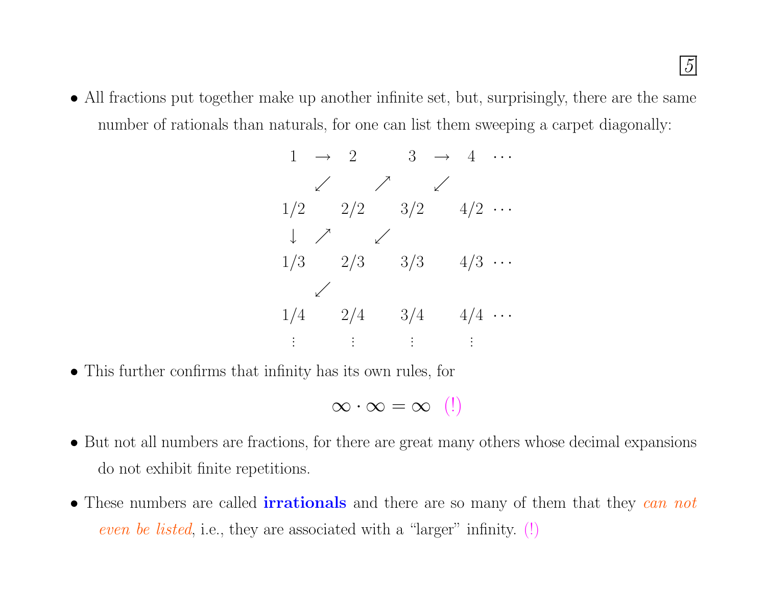- All fractions put together make up another infinite set, but, surprisingly, there are the same number of rationals than naturals, for one can list them sweeping a carpet diagonally:

$$
\begin{array}{ccccccccc}
1 & \rightarrow & 2 & & 3 & \rightarrow & 4 & \cdots \\
& \swarrow & & \nearrow & & \swarrow & & \\
1/2 & & 2/2 & & 3/2 & & 4/2 & \cdots \\
\downarrow & \nearrow & & \swarrow & & & & \\
1/3 & & 2/3 & & 3/3 & & 4/3 & \cdots \\
& \swarrow & & & & & & \\
1/4 & & 2/4 & & 3/4 & & 4/4 & \cdots \\
\vdots & & \vdots & & \vdots & & \vdots &
\end{array}
$$

- This further confirms that infinity has its own rules, for

$$\infty \cdot \infty = \infty \quad (!)$$

- But not all numbers are fractions, for there are great many others whose decimal expansions do not exhibit finite repetitions.

- These numbers are called **irrationals** and there are so many of them that they *can not even be listed*, i.e., they are associated with a “larger” infinity. (!)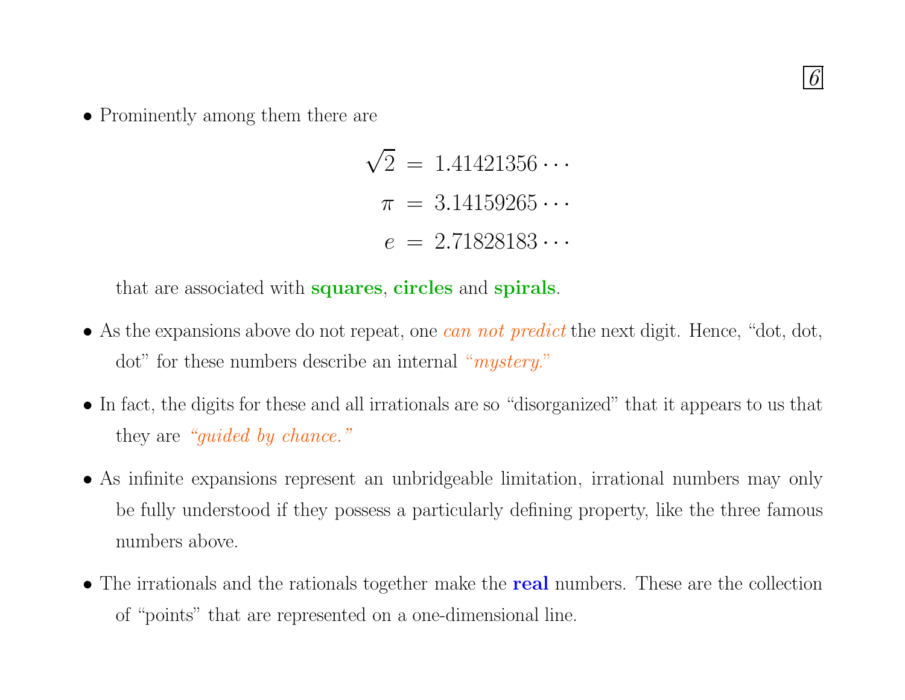- Prominently among them there are

$$\sqrt{2} = 1.41421356\cdots$$
$$\pi = 3.14159265\cdots$$
$$e = 2.71828183\cdots$$

  that are associated with **squares**, **circles** and **spirals**.

- As the expansions above do not repeat, one *can not predict* the next digit. Hence, "dot, dot, dot" for these numbers describe an internal *"mystery."*

- In fact, the digits for these and all irrationals are so "disorganized" that it appears to us that they are *"guided by chance."*

- As infinite expansions represent an unbridgeable limitation, irrational numbers may only be fully understood if they possess a particularly defining property, like the three famous numbers above.

- The irrationals and the rationals together make the **real** numbers. These are the collection of "points" that are represented on a one-dimensional line.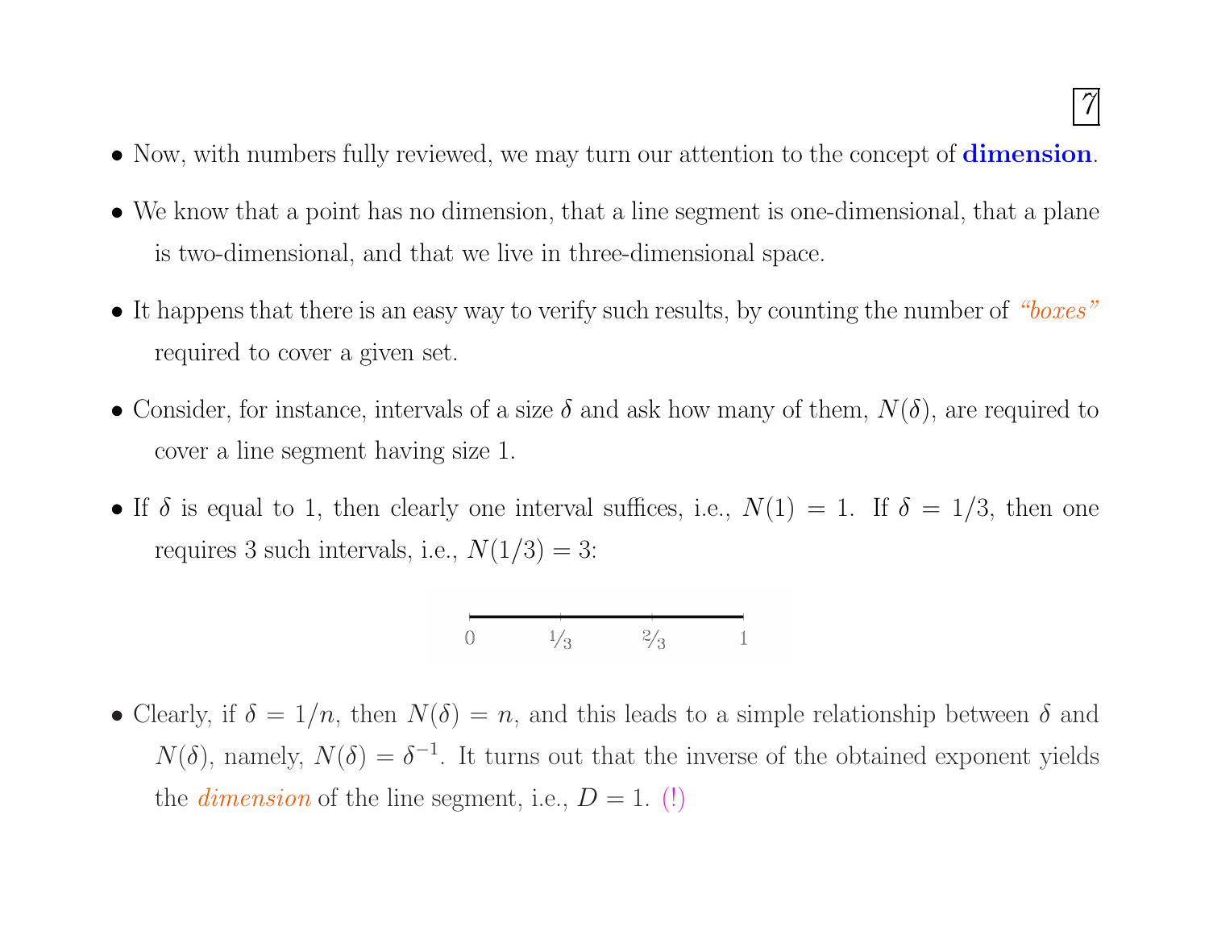- Now, with numbers fully reviewed, we may turn our attention to the concept of **dimension**.

- We know that a point has no dimension, that a line segment is one-dimensional, that a plane is two-dimensional, and that we live in three-dimensional space.

- It happens that there is an easy way to verify such results, by counting the number of *"boxes"* required to cover a given set.

- Consider, for instance, intervals of a size $\delta$ and ask how many of them, $N(\delta)$, are required to cover a line segment having size 1.

- If $\delta$ is equal to 1, then clearly one interval suffices, i.e., $N(1) = 1$. If $\delta = 1/3$, then one requires 3 such intervals, i.e., $N(1/3) = 3$:

0 &nbsp;&nbsp;&nbsp; 1/3 &nbsp;&nbsp;&nbsp; 2/3 &nbsp;&nbsp;&nbsp; 1

- Clearly, if $\delta = 1/n$, then $N(\delta) = n$, and this leads to a simple relationship between $\delta$ and $N(\delta)$, namely, $N(\delta) = \delta^{-1}$. It turns out that the inverse of the obtained exponent yields the *dimension* of the line segment, i.e., $D = 1$. (!)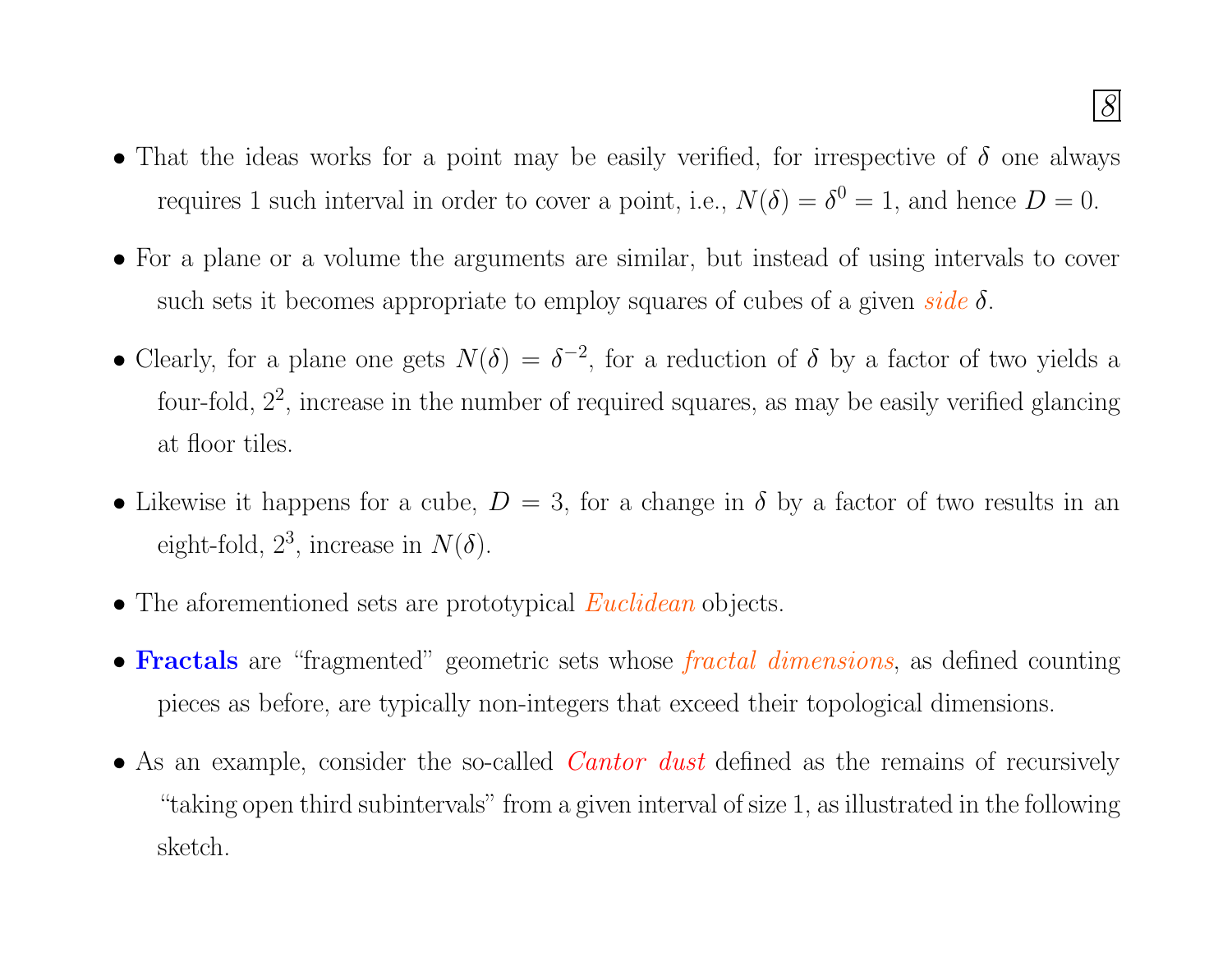- That the ideas works for a point may be easily verified, for irrespective of $\delta$ one always requires 1 such interval in order to cover a point, i.e., $N(\delta) = \delta^0 = 1$, and hence $D = 0$.

- For a plane or a volume the arguments are similar, but instead of using intervals to cover such sets it becomes appropriate to employ squares of cubes of a given *side* $\delta$.

- Clearly, for a plane one gets $N(\delta) = \delta^{-2}$, for a reduction of $\delta$ by a factor of two yields a four-fold, $2^2$, increase in the number of required squares, as may be easily verified glancing at floor tiles.

- Likewise it happens for a cube, $D = 3$, for a change in $\delta$ by a factor of two results in an eight-fold, $2^3$, increase in $N(\delta)$.

- The aforementioned sets are prototypical *Euclidean* objects.

- **Fractals** are "fragmented" geometric sets whose *fractal dimensions*, as defined counting pieces as before, are typically non-integers that exceed their topological dimensions.

- As an example, consider the so-called *Cantor dust* defined as the remains of recursively "taking open third subintervals" from a given interval of size 1, as illustrated in the following sketch.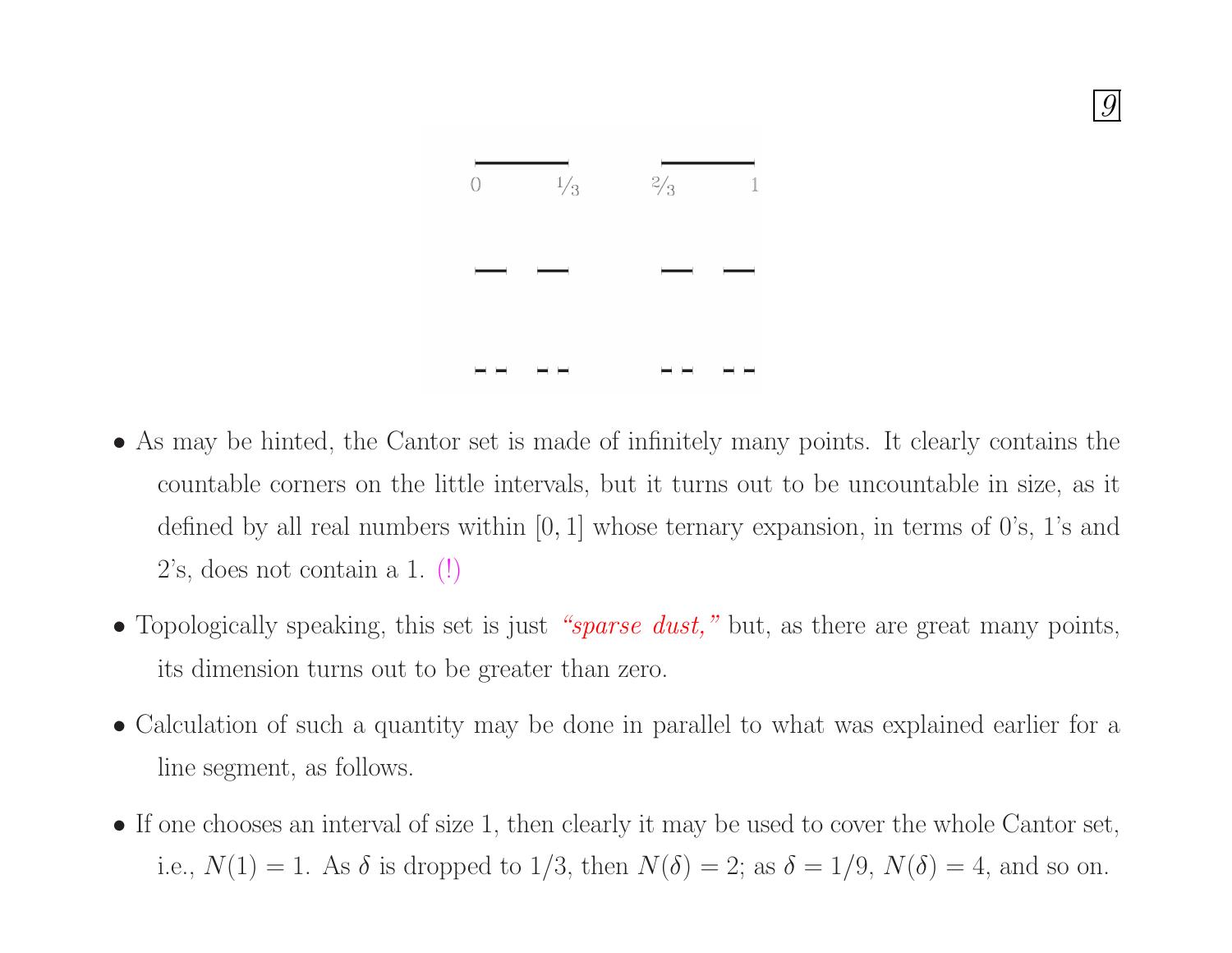- As may be hinted, the Cantor set is made of infinitely many points. It clearly contains the countable corners on the little intervals, but it turns out to be uncountable in size, as it defined by all real numbers within $[0, 1]$ whose ternary expansion, in terms of 0's, 1's and 2's, does not contain a 1. (!)

- Topologically speaking, this set is just *"sparse dust,"* but, as there are great many points, its dimension turns out to be greater than zero.

- Calculation of such a quantity may be done in parallel to what was explained earlier for a line segment, as follows.

- If one chooses an interval of size 1, then clearly it may be used to cover the whole Cantor set, i.e., $N(1) = 1$. As $\delta$ is dropped to $1/3$, then $N(\delta) = 2$; as $\delta = 1/9$, $N(\delta) = 4$, and so on.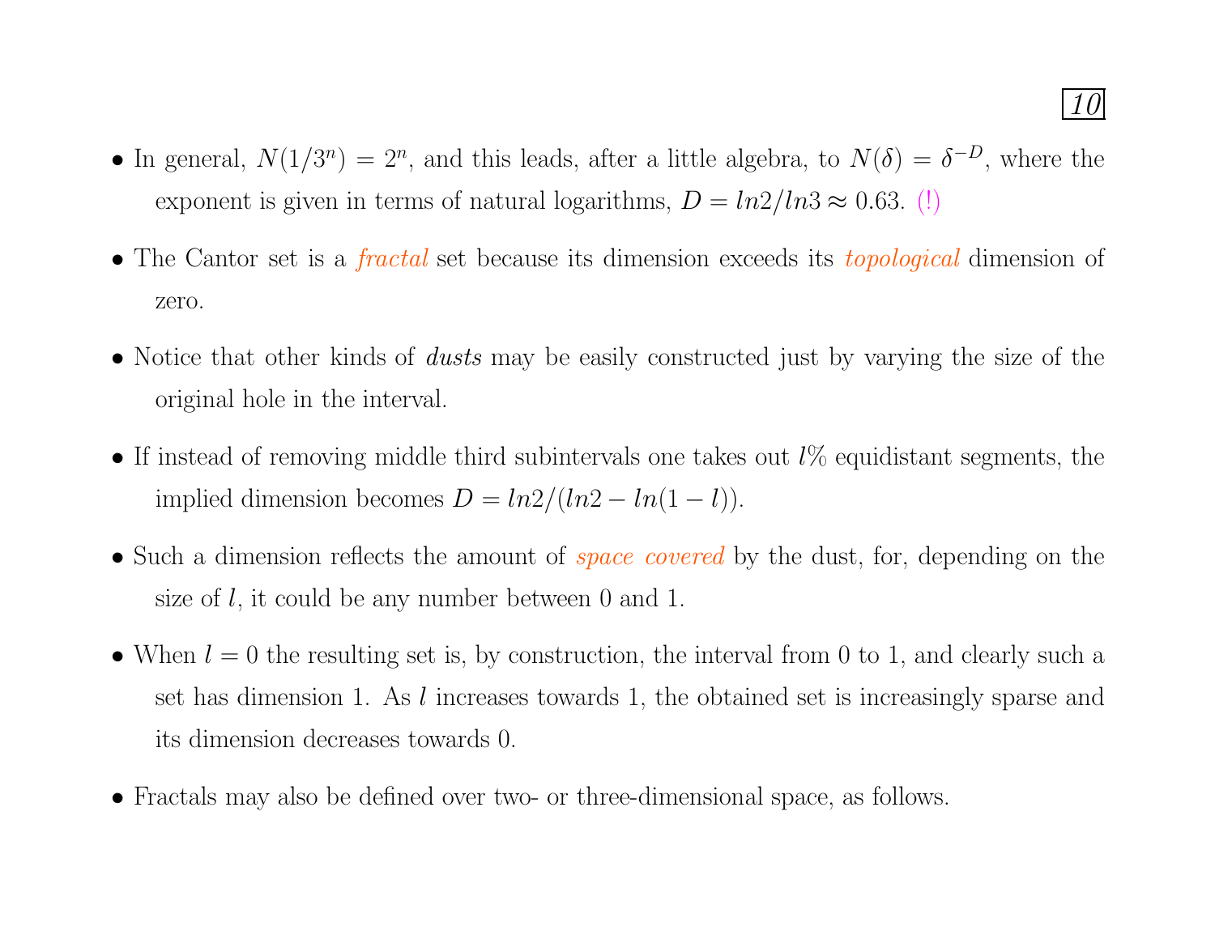- In general, $N(1/3^n) = 2^n$, and this leads, after a little algebra, to $N(\delta) = \delta^{-D}$, where the exponent is given in terms of natural logarithms, $D = ln2/ln3 \approx 0.63$. (!)
- The Cantor set is a *fractal* set because its dimension exceeds its *topological* dimension of zero.
- Notice that other kinds of *dusts* may be easily constructed just by varying the size of the original hole in the interval.
- If instead of removing middle third subintervals one takes out $l\%$ equidistant segments, the implied dimension becomes $D = ln2/(ln2 - ln(1 - l))$.
- Such a dimension reflects the amount of *space covered* by the dust, for, depending on the size of $l$, it could be any number between 0 and 1.
- When $l = 0$ the resulting set is, by construction, the interval from 0 to 1, and clearly such a set has dimension 1. As $l$ increases towards 1, the obtained set is increasingly sparse and its dimension decreases towards 0.
- Fractals may also be defined over two- or three-dimensional space, as follows.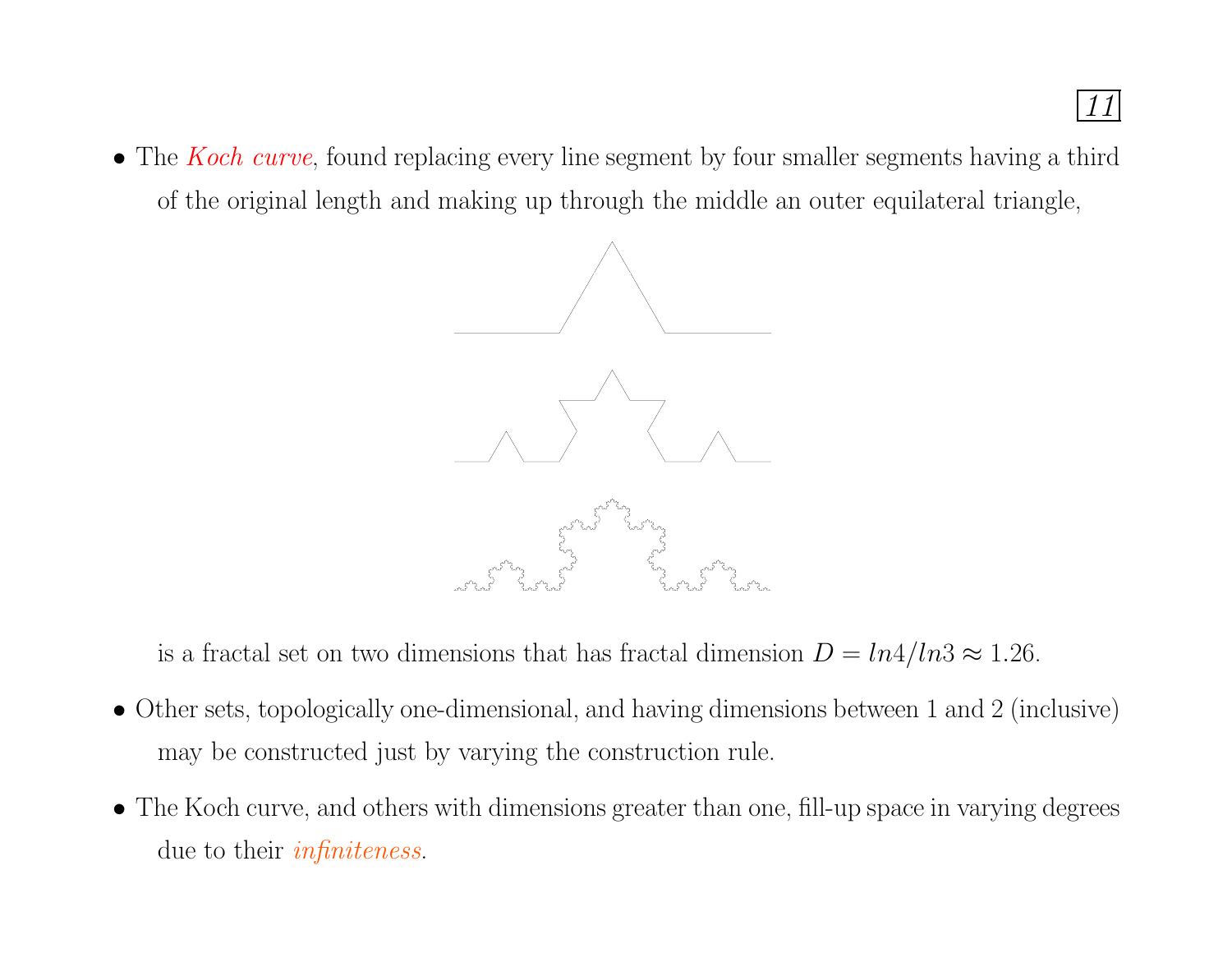- The *Koch curve*, found replacing every line segment by four smaller segments having a third of the original length and making up through the middle an outer equilateral triangle,

  is a fractal set on two dimensions that has fractal dimension $D = ln4/ln3 \approx 1.26$.

- Other sets, topologically one-dimensional, and having dimensions between 1 and 2 (inclusive) may be constructed just by varying the construction rule.

- The Koch curve, and others with dimensions greater than one, fill-up space in varying degrees due to their *infiniteness*.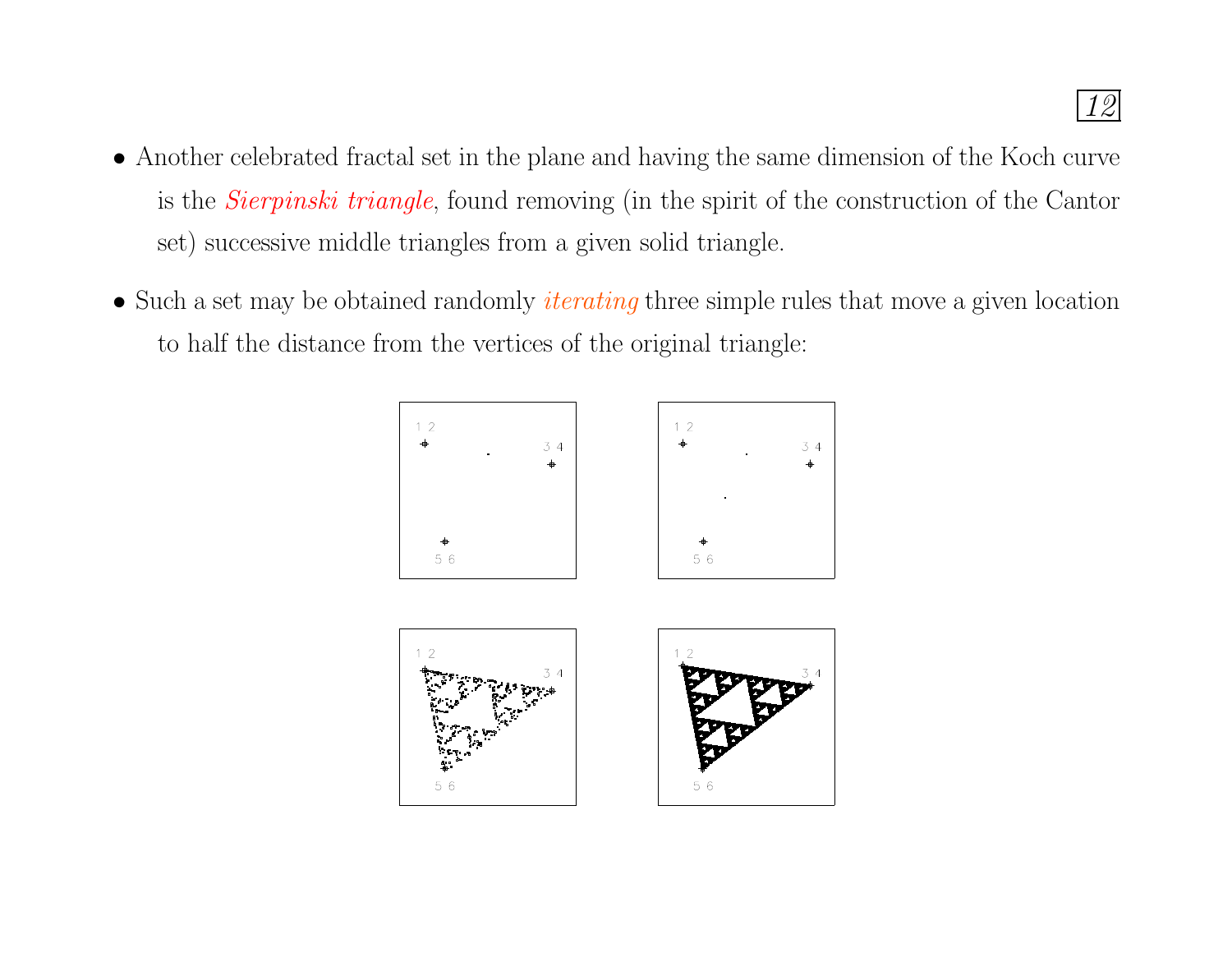- Another celebrated fractal set in the plane and having the same dimension of the Koch curve is the *Sierpinski triangle*, found removing (in the spirit of the construction of the Cantor set) successive middle triangles from a given solid triangle.

- Such a set may be obtained randomly *iterating* three simple rules that move a given location to half the distance from the vertices of the original triangle: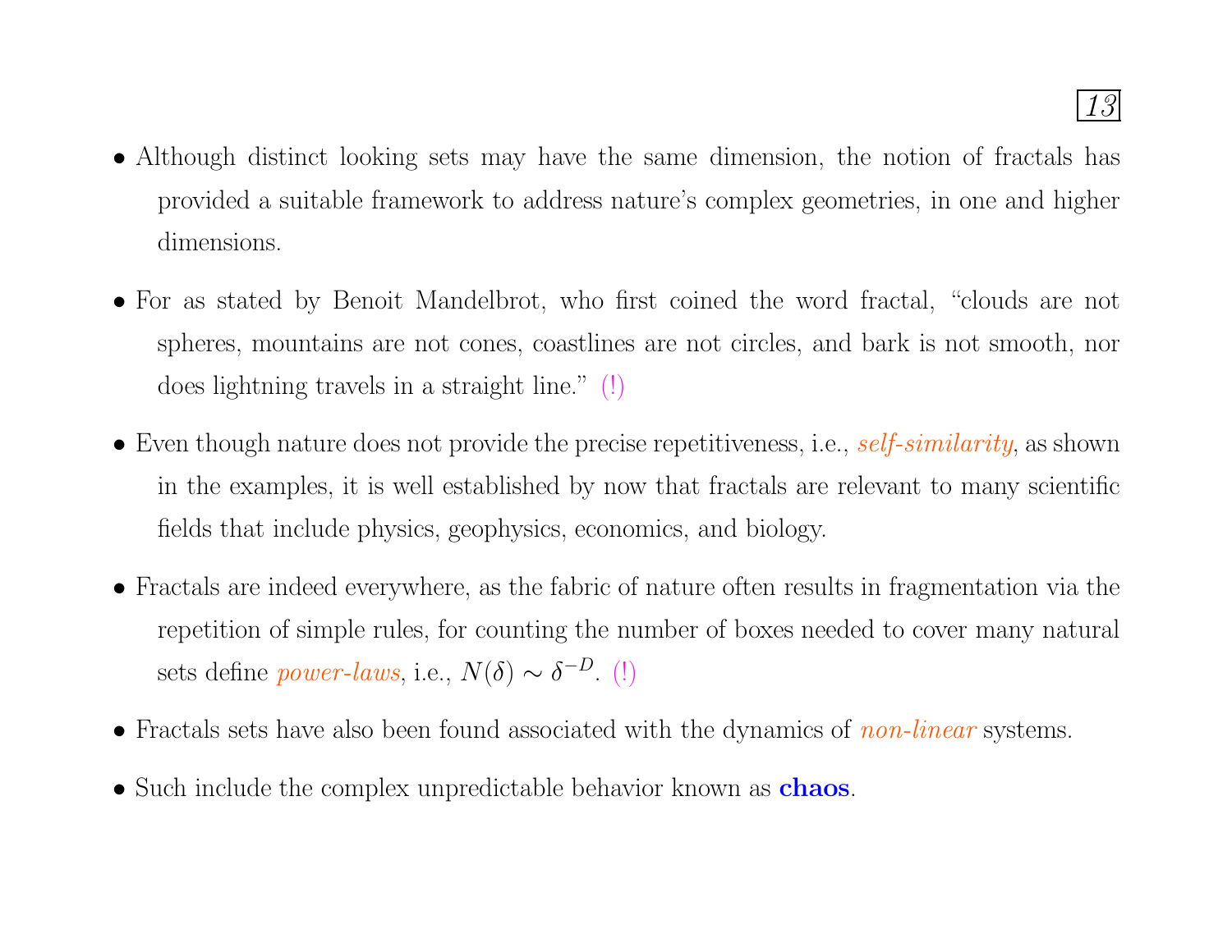- Although distinct looking sets may have the same dimension, the notion of fractals has provided a suitable framework to address nature's complex geometries, in one and higher dimensions.

- For as stated by Benoit Mandelbrot, who first coined the word fractal, "clouds are not spheres, mountains are not cones, coastlines are not circles, and bark is not smooth, nor does lightning travels in a straight line." (!)

- Even though nature does not provide the precise repetitiveness, i.e., *self-similarity*, as shown in the examples, it is well established by now that fractals are relevant to many scientific fields that include physics, geophysics, economics, and biology.

- Fractals are indeed everywhere, as the fabric of nature often results in fragmentation via the repetition of simple rules, for counting the number of boxes needed to cover many natural sets define *power-laws*, i.e., $N(\delta) \sim \delta^{-D}$. (!)

- Fractals sets have also been found associated with the dynamics of *non-linear* systems.

- Such include the complex unpredictable behavior known as **chaos**.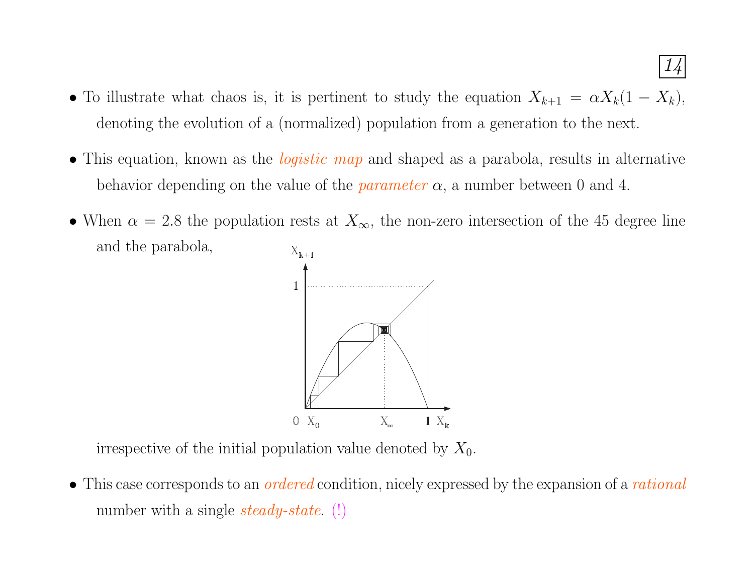- To illustrate what chaos is, it is pertinent to study the equation $X_{k+1} = \alpha X_k(1 - X_k)$, denoting the evolution of a (normalized) population from a generation to the next.

- This equation, known as the *logistic map* and shaped as a parabola, results in alternative behavior depending on the value of the *parameter* $\alpha$, a number between 0 and 4.

- When $\alpha = 2.8$ the population rests at $X_\infty$, the non-zero intersection of the 45 degree line and the parabola,

  irrespective of the initial population value denoted by $X_0$.

- This case corresponds to an *ordered* condition, nicely expressed by the expansion of a *rational* number with a single *steady-state*. (!)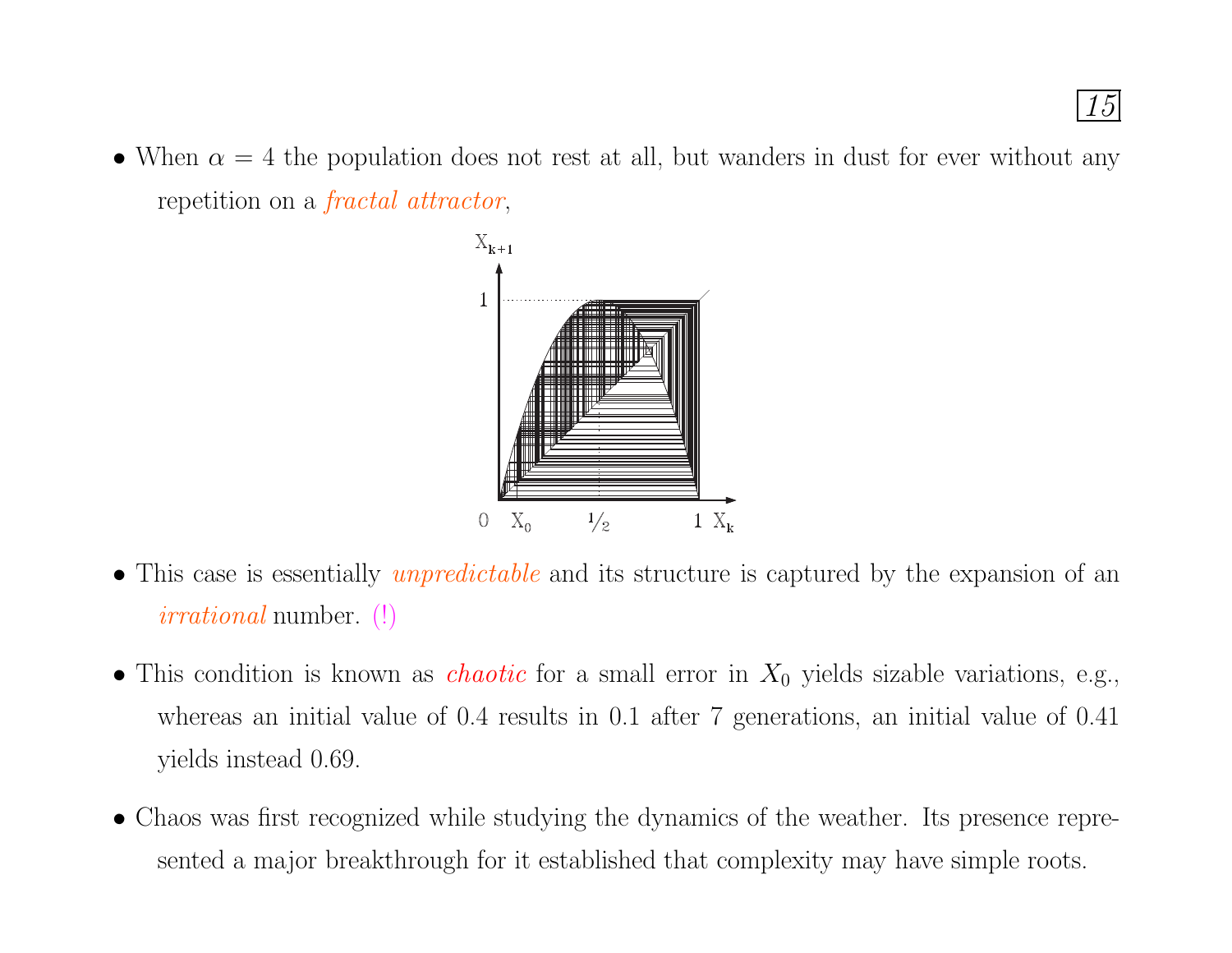- When $\alpha = 4$ the population does not rest at all, but wanders in dust for ever without any repetition on a *fractal attractor*,

- This case is essentially *unpredictable* and its structure is captured by the expansion of an *irrational* number. (!)

- This condition is known as *chaotic* for a small error in $X_0$ yields sizable variations, e.g., whereas an initial value of 0.4 results in 0.1 after 7 generations, an initial value of 0.41 yields instead 0.69.

- Chaos was first recognized while studying the dynamics of the weather. Its presence represented a major breakthrough for it established that complexity may have simple roots.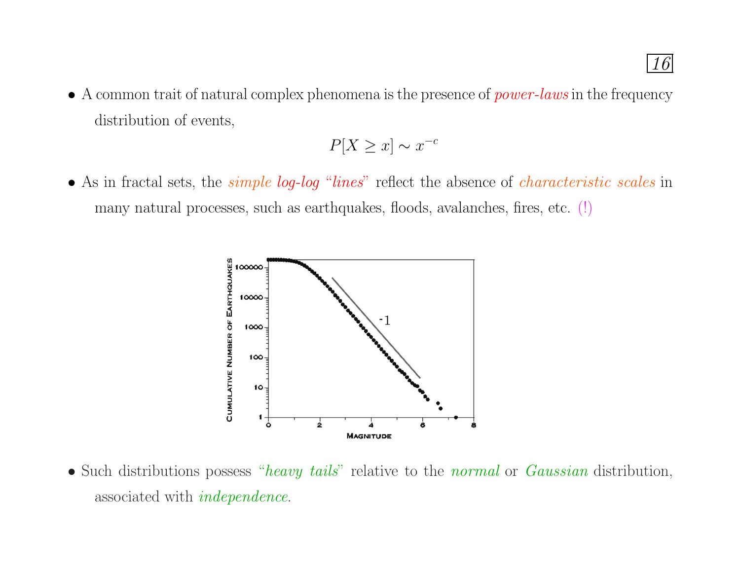- A common trait of natural complex phenomena is the presence of *power-laws* in the frequency distribution of events,

$$P[X \geq x] \sim x^{-c}$$

- As in fractal sets, the *simple log-log* "*lines*" reflect the absence of *characteristic scales* in many natural processes, such as earthquakes, floods, avalanches, fires, etc. (!)

- Such distributions possess "*heavy tails*" relative to the *normal* or *Gaussian* distribution, associated with *independence*.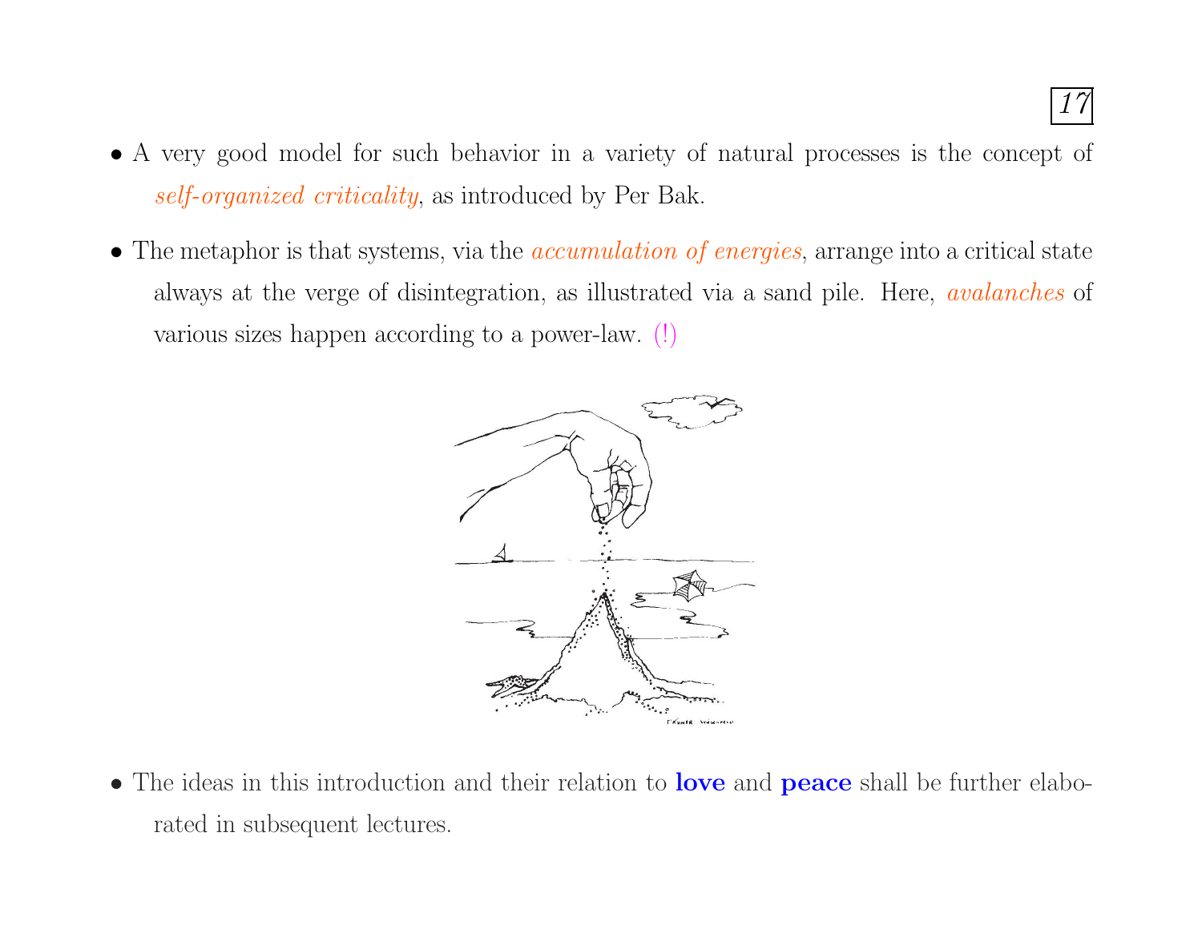- A very good model for such behavior in a variety of natural processes is the concept of *self-organized criticality*, as introduced by Per Bak.
- The metaphor is that systems, via the *accumulation of energies*, arrange into a critical state always at the verge of disintegration, as illustrated via a sand pile. Here, *avalanches* of various sizes happen according to a power-law. (!)
- The ideas in this introduction and their relation to **love** and **peace** shall be further elaborated in subsequent lectures.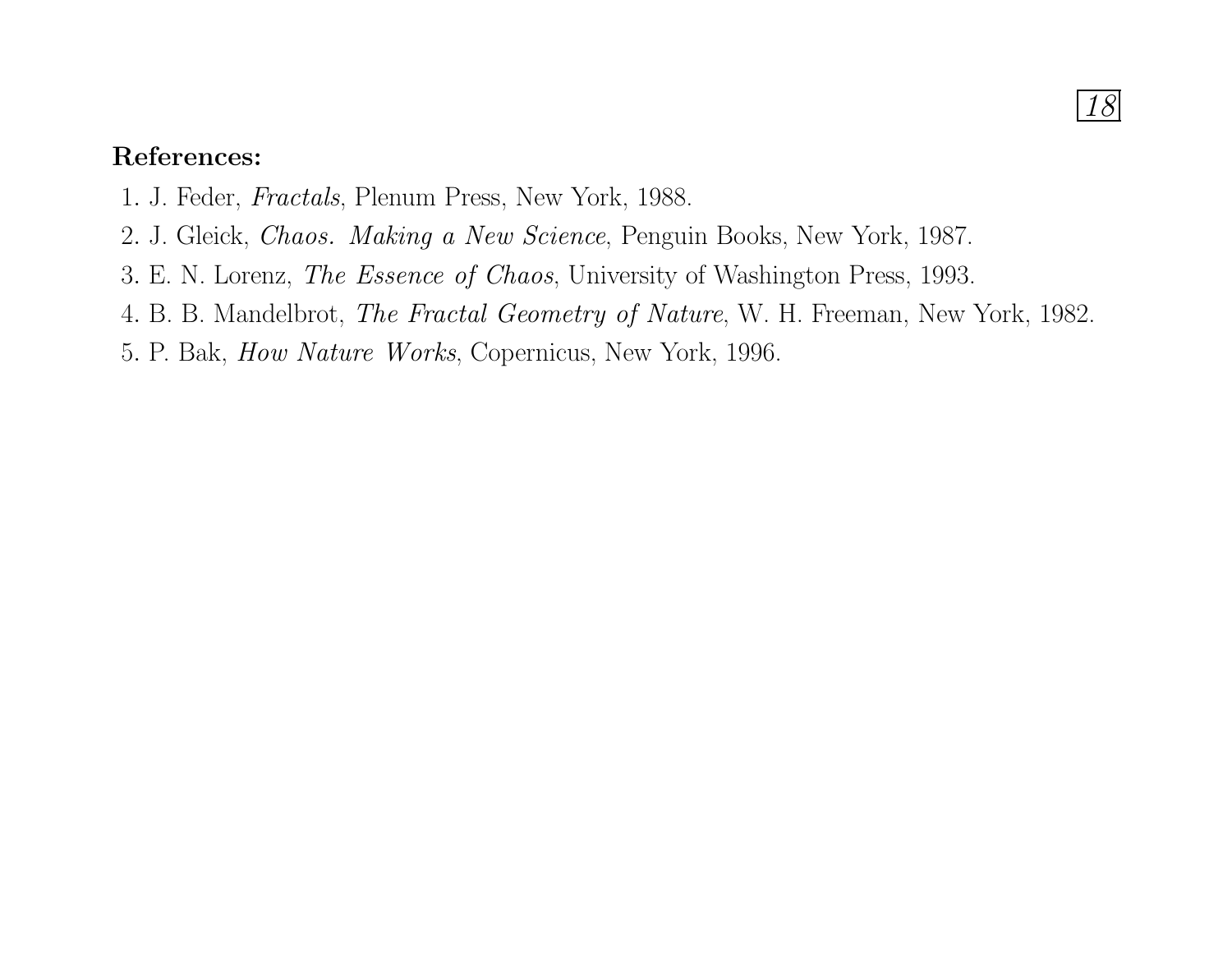**References:**

1. J. Feder, *Fractals*, Plenum Press, New York, 1988.
2. J. Gleick, *Chaos. Making a New Science*, Penguin Books, New York, 1987.
3. E. N. Lorenz, *The Essence of Chaos*, University of Washington Press, 1993.
4. B. B. Mandelbrot, *The Fractal Geometry of Nature*, W. H. Freeman, New York, 1982.
5. P. Bak, *How Nature Works*, Copernicus, New York, 1996.